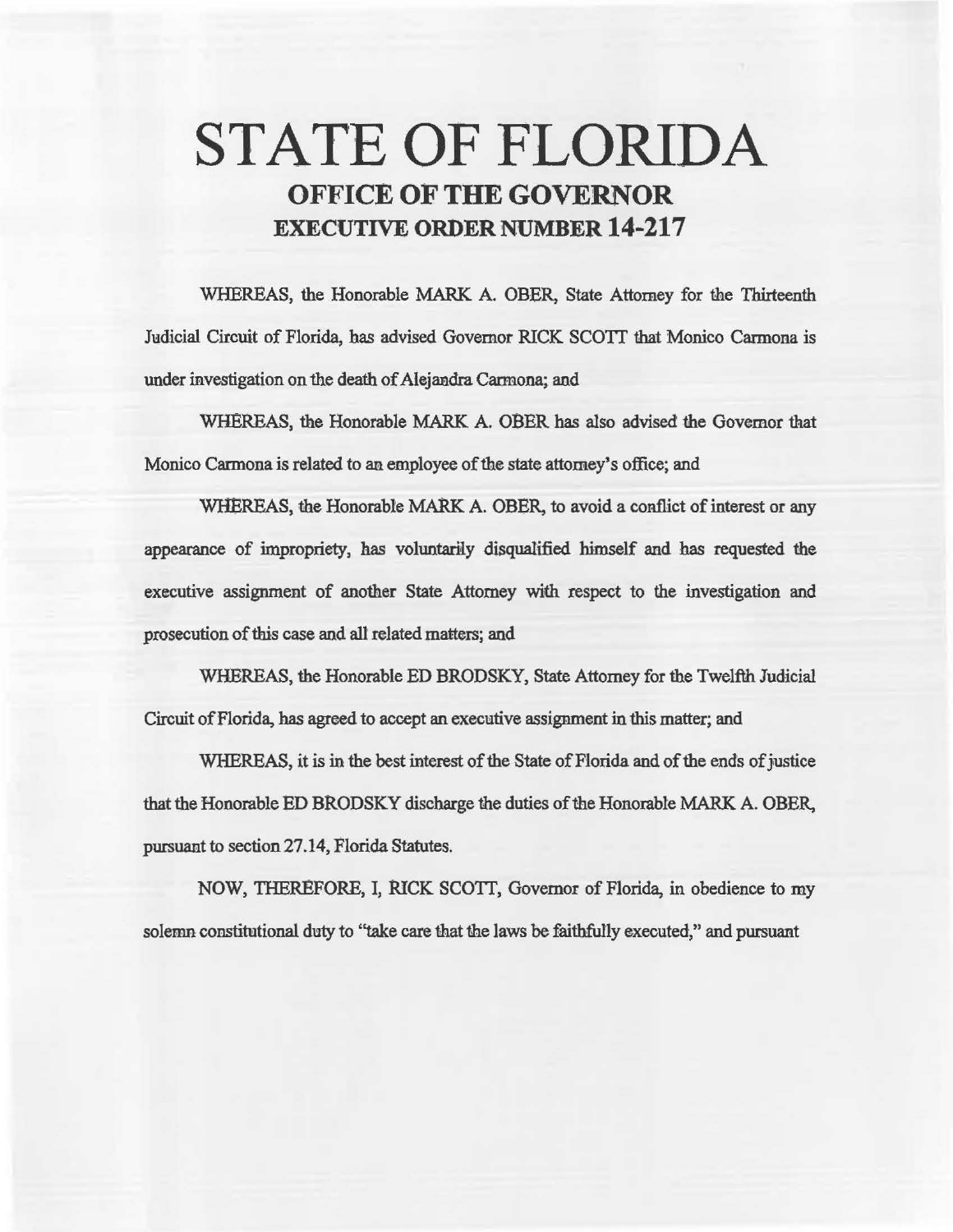# STATE OF FLORIDA

## OFFICE OF THE GOVERNOR

## EXECUTIVE ORDER NUMBER 14-217

WHEREAS, the Honorable MARK A. OBER, State Attorney for the Thirteenth Judicial Circuit of Florida, has advised Governor RICK SCOTT that Monico Carmona is under investigation on the death of Alejandra Carmona; and

WHEREAS, the Honorable MARK A. OBER has also advised the Governor that Monico Carmona is related to an employee of the state attorney's office; and

WHEREAS, the Honorable MARK A. OBER, to avoid a conflict of interest or any appearance of impropriety, has voluntarily disqualified himself and has requested the executive assignment of another State Attorney with respect to the investigation and prosecution of this case and all related matters; and

WHEREAS, the Honorable ED BRODSKY, State Attorney for the Twelfth Judicial Circuit of Florida, has agreed to accept an executive assignment in this matter; and

WHEREAS, it is in the best interest of the State of Florida and of the ends of justice that the Honorable ED BRODSKY discharge the duties of the Honorable MARK A. OBER, pursuant to section 27.14, Florida Statutes.

NOW, THEREFORE, I, RICK SCOTT, Governor of Florida, in obedience to my solemn constitutional duty to "take care that the laws be faithfully executed," and pursuant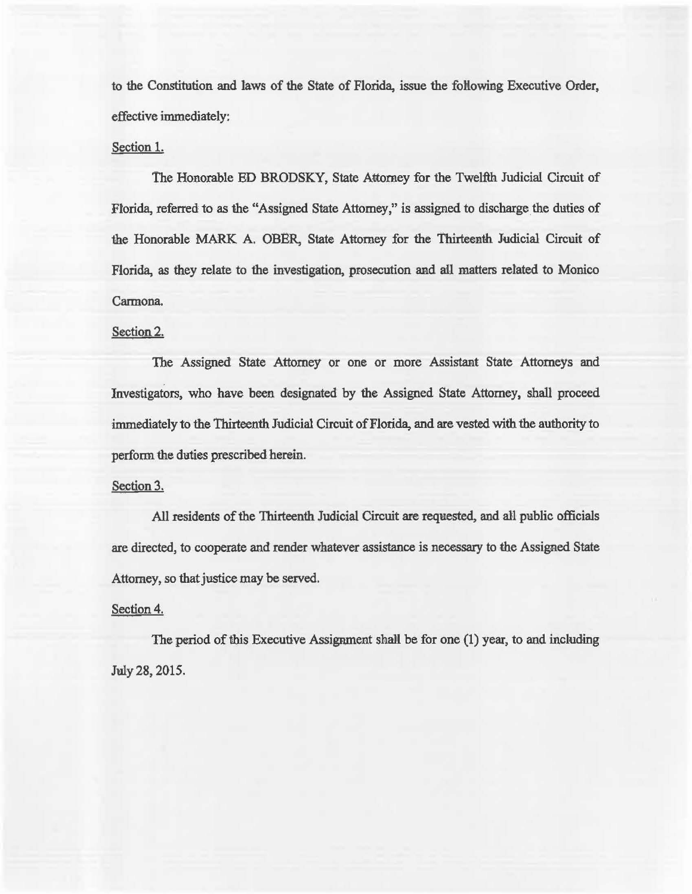to the Constitution and laws of the State of Florida, issue the following Executive Order, effective immediately:

Section 1.

The Honorable ED BRODSKY, State Attorney for the Twelfth Judicial Circuit of Florida, referred to as the "Assigned State Attorney," is assigned to discharge the duties of the Honorable MARK A. OBER, State Attorney for the Thirteenth Judicial Circuit of Florida, as they relate to the investigation, prosecution and all matters related to Monico Carmona.

Section 2.

The Assigned State Attorney or one or more Assistant State Attorneys and Investigators, who have been designated by the Assigned State Attorney, shall proceed immediately to the Thirteenth Judicial Circuit of Florida, and are vested with the authority to perform the duties prescribed herein.

Section 3.

All residents of the Thirteenth Judicial Circuit are requested, and all public officials are directed, to cooperate and render whatever assistance is necessary to the Assigned State Attorney, so that justice may be served.

Section 4.

The period of this Executive Assignment shall be for one (1) year, to and including July 28, 2015.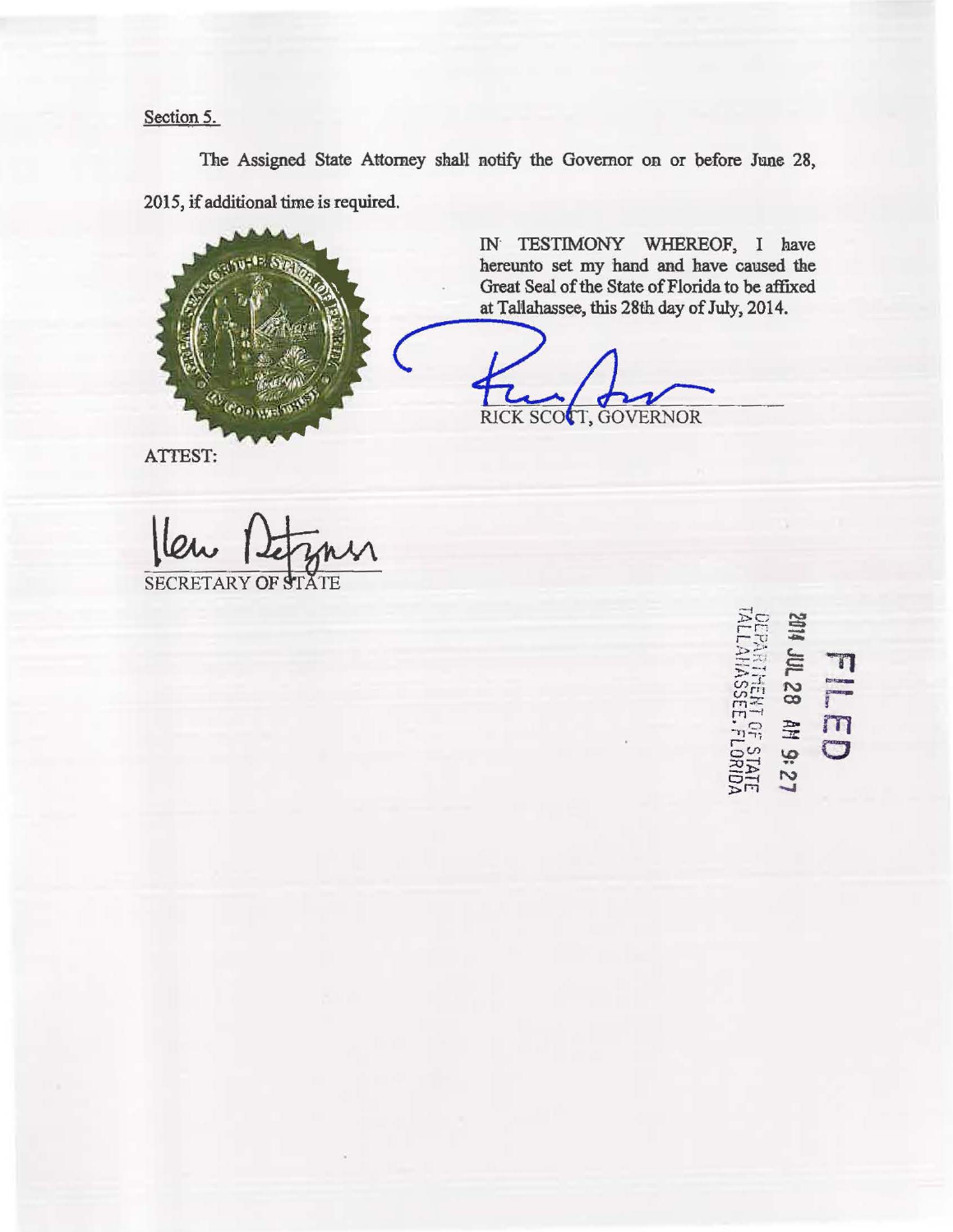Section 5.

The Assigned State Attorney shall notify the Governor on or before June 28, 2015, if additional time is required.

IN TESTIMONY WHEREOF, I have hereunto set my hand and have caused the Great Seal of the State of Florida to be affixed at Tallahassee, this 28th day of July, 2014.

RICK SCOTT, GOVERNOR

ATTEST:

SECRETARY OF STATE

FILED

2014 JUL 28 AM 9:27

DEPARTMENT OF STATE
TALLAHASSEE, FLORIDA